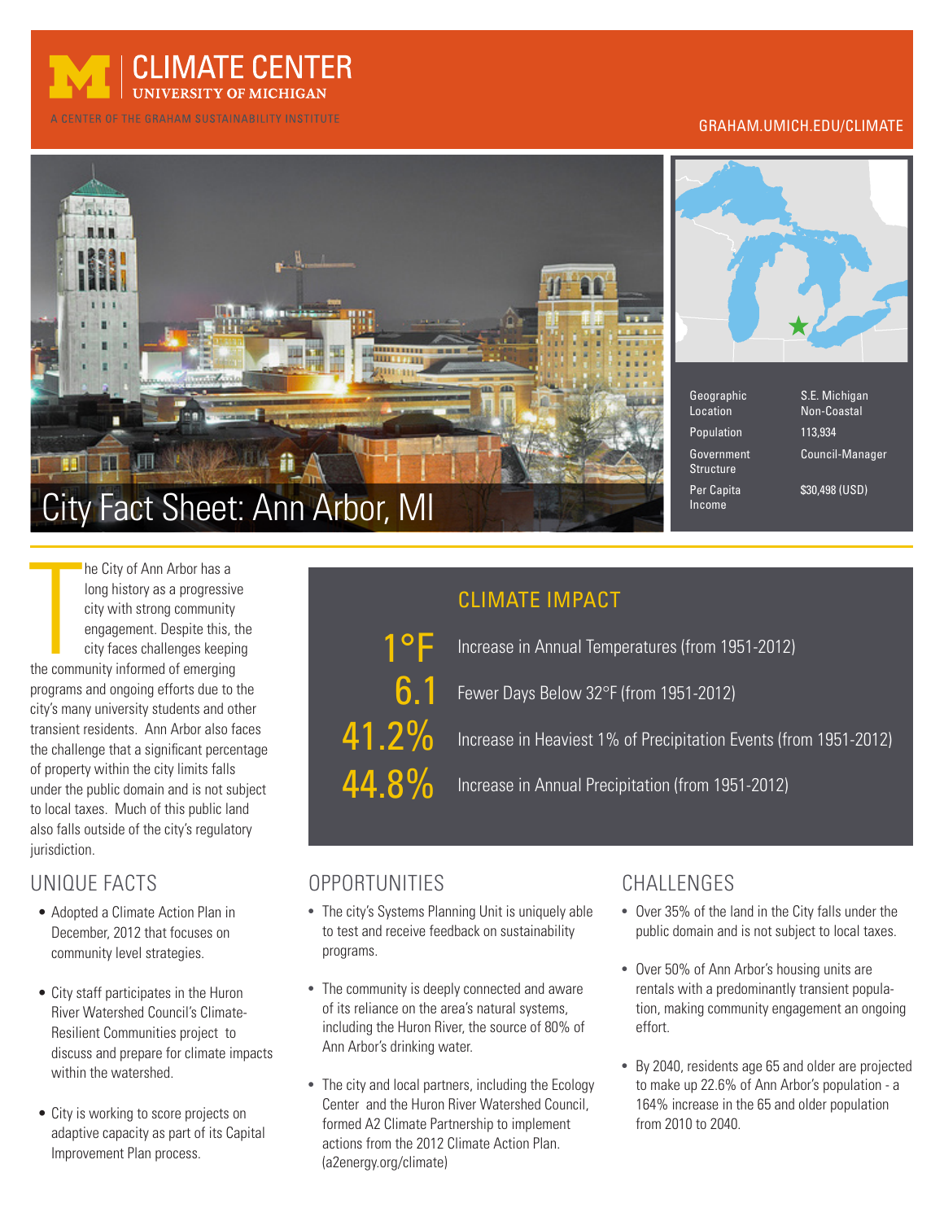# CLIMATE CENTER

UNIVERSITY OF MICHIGAN

A CENTER OF THE GRAHAM SUSTAINABILITY INSTITUTE

GRAHAM.UMICH.EDU/CLIMATE

# City Fact Sheet: Ann Arbor, MI

| | |
|---|---|
| Geographic Location | S.E. Michigan Non-Coastal |
| Population | 113,934 |
| Government Structure | Council-Manager |
| Per Capita Income | $30,498 (USD) |

The City of Ann Arbor has a long history as a progressive city with strong community engagement. Despite this, the city faces challenges keeping the community informed of emerging programs and ongoing efforts due to the city's many university students and other transient residents. Ann Arbor also faces the challenge that a significant percentage of property within the city limits falls under the public domain and is not subject to local taxes. Much of this public land also falls outside of the city's regulatory jurisdiction.

## CLIMATE IMPACT

| | |
|---|---|
| 1°F | Increase in Annual Temperatures (from 1951-2012) |
| 6.1 | Fewer Days Below 32°F (from 1951-2012) |
| 41.2% | Increase in Heaviest 1% of Precipitation Events (from 1951-2012) |
| 44.8% | Increase in Annual Precipitation (from 1951-2012) |

## UNIQUE FACTS

- Adopted a Climate Action Plan in December, 2012 that focuses on community level strategies.
- City staff participates in the Huron River Watershed Council's Climate-Resilient Communities project to discuss and prepare for climate impacts within the watershed.
- City is working to score projects on adaptive capacity as part of its Capital Improvement Plan process.

## OPPORTUNITIES

- The city's Systems Planning Unit is uniquely able to test and receive feedback on sustainability programs.
- The community is deeply connected and aware of its reliance on the area's natural systems, including the Huron River, the source of 80% of Ann Arbor's drinking water.
- The city and local partners, including the Ecology Center and the Huron River Watershed Council, formed A2 Climate Partnership to implement actions from the 2012 Climate Action Plan. (a2energy.org/climate)

## CHALLENGES

- Over 35% of the land in the City falls under the public domain and is not subject to local taxes.
- Over 50% of Ann Arbor's housing units are rentals with a predominantly transient population, making community engagement an ongoing effort.
- By 2040, residents age 65 and older are projected to make up 22.6% of Ann Arbor's population - a 164% increase in the 65 and older population from 2010 to 2040.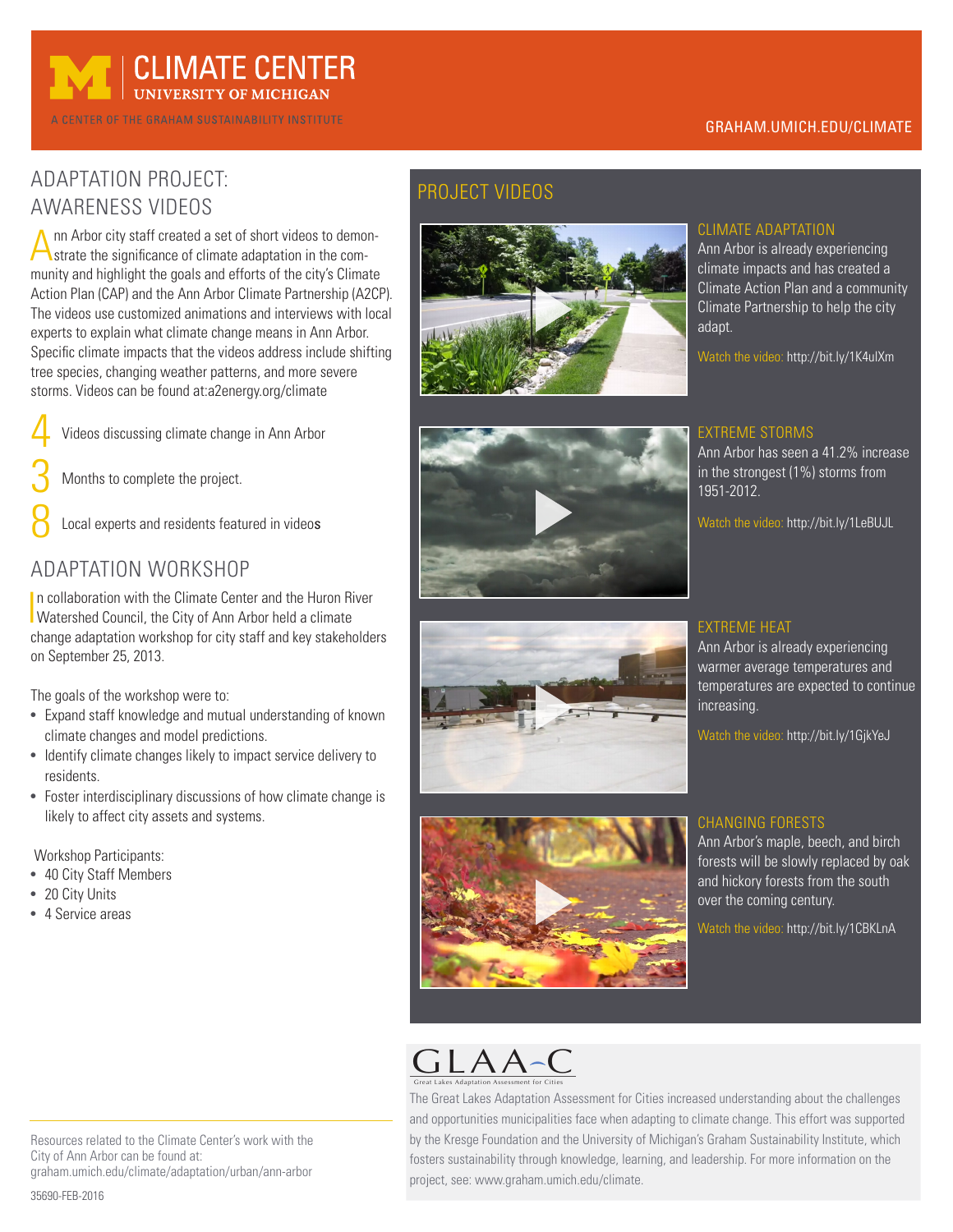CLIMATE CENTER
UNIVERSITY OF MICHIGAN
A CENTER OF THE GRAHAM SUSTAINABILITY INSTITUTE

GRAHAM.UMICH.EDU/CLIMATE

## ADAPTATION PROJECT: AWARENESS VIDEOS

Ann Arbor city staff created a set of short videos to demonstrate the significance of climate adaptation in the community and highlight the goals and efforts of the city's Climate Action Plan (CAP) and the Ann Arbor Climate Partnership (A2CP). The videos use customized animations and interviews with local experts to explain what climate change means in Ann Arbor. Specific climate impacts that the videos address include shifting tree species, changing weather patterns, and more severe storms. Videos can be found at:a2energy.org/climate

**4** Videos discussing climate change in Ann Arbor

**3** Months to complete the project.

**8** Local experts and residents featured in videos

## ADAPTATION WORKSHOP

In collaboration with the Climate Center and the Huron River Watershed Council, the City of Ann Arbor held a climate change adaptation workshop for city staff and key stakeholders on September 25, 2013.

The goals of the workshop were to:

- Expand staff knowledge and mutual understanding of known climate changes and model predictions.
- Identify climate changes likely to impact service delivery to residents.
- Foster interdisciplinary discussions of how climate change is likely to affect city assets and systems.

Workshop Participants:

- 40 City Staff Members
- 20 City Units
- 4 Service areas

## PROJECT VIDEOS

### CLIMATE ADAPTATION

Ann Arbor is already experiencing climate impacts and has created a Climate Action Plan and a community Climate Partnership to help the city adapt.

Watch the video: http://bit.ly/1K4ulXm

### EXTREME STORMS

Ann Arbor has seen a 41.2% increase in the strongest (1%) storms from 1951-2012.

Watch the video: http://bit.ly/1LeBUJL

### EXTREME HEAT

Ann Arbor is already experiencing warmer average temperatures and temperatures are expected to continue increasing.

Watch the video: http://bit.ly/1GjkYeJ

### CHANGING FORESTS

Ann Arbor's maple, beech, and birch forests will be slowly replaced by oak and hickory forests from the south over the coming century.

Watch the video: http://bit.ly/1CBKLnA

GLAA-C
Great Lakes Adaptation Assessment for Cities

The Great Lakes Adaptation Assessment for Cities increased understanding about the challenges and opportunities municipalities face when adapting to climate change. This effort was supported by the Kresge Foundation and the University of Michigan's Graham Sustainability Institute, which fosters sustainability through knowledge, learning, and leadership. For more information on the project, see: www.graham.umich.edu/climate.

Resources related to the Climate Center's work with the City of Ann Arbor can be found at: graham.umich.edu/climate/adaptation/urban/ann-arbor

35690-FEB-2016